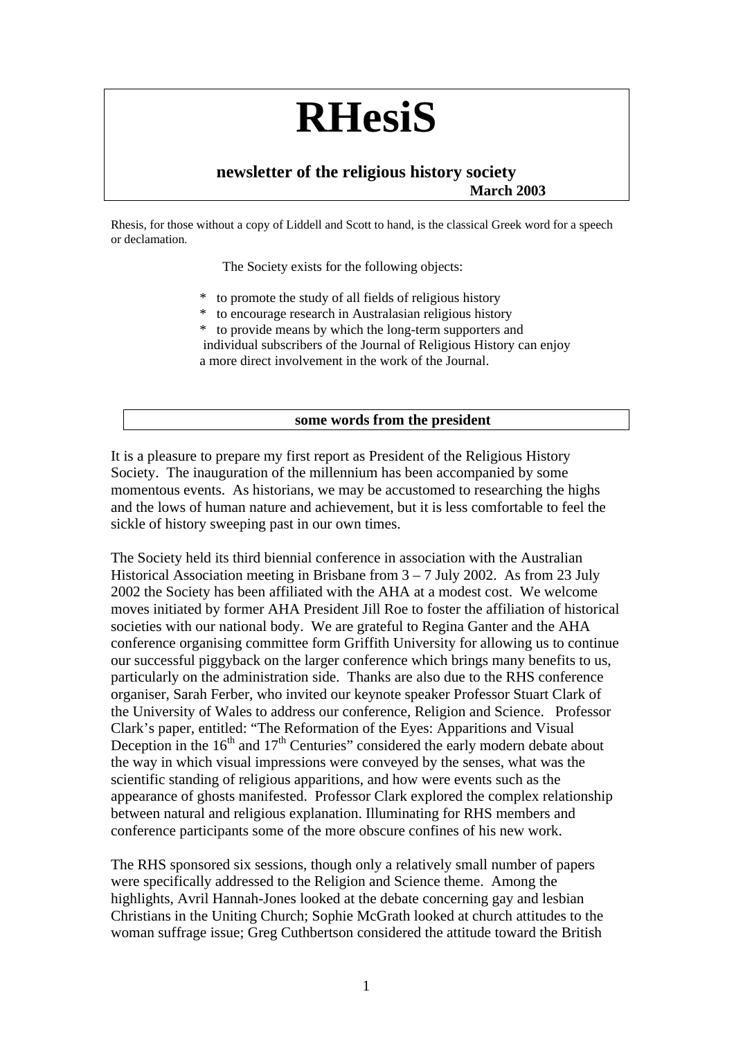# RHesiS

**newsletter of the religious history society**
**March 2003**

Rhesis, for those without a copy of Liddell and Scott to hand, is the classical Greek word for a speech or declamation.

The Society exists for the following objects:

* to promote the study of all fields of religious history
* to encourage research in Australasian religious history
* to provide means by which the long-term supporters and individual subscribers of the Journal of Religious History can enjoy a more direct involvement in the work of the Journal.

## some words from the president

It is a pleasure to prepare my first report as President of the Religious History Society. The inauguration of the millennium has been accompanied by some momentous events. As historians, we may be accustomed to researching the highs and the lows of human nature and achievement, but it is less comfortable to feel the sickle of history sweeping past in our own times.

The Society held its third biennial conference in association with the Australian Historical Association meeting in Brisbane from 3 – 7 July 2002. As from 23 July 2002 the Society has been affiliated with the AHA at a modest cost. We welcome moves initiated by former AHA President Jill Roe to foster the affiliation of historical societies with our national body. We are grateful to Regina Ganter and the AHA conference organising committee form Griffith University for allowing us to continue our successful piggyback on the larger conference which brings many benefits to us, particularly on the administration side. Thanks are also due to the RHS conference organiser, Sarah Ferber, who invited our keynote speaker Professor Stuart Clark of the University of Wales to address our conference, Religion and Science. Professor Clark's paper, entitled: "The Reformation of the Eyes: Apparitions and Visual Deception in the 16th and 17th Centuries" considered the early modern debate about the way in which visual impressions were conveyed by the senses, what was the scientific standing of religious apparitions, and how were events such as the appearance of ghosts manifested. Professor Clark explored the complex relationship between natural and religious explanation. Illuminating for RHS members and conference participants some of the more obscure confines of his new work.

The RHS sponsored six sessions, though only a relatively small number of papers were specifically addressed to the Religion and Science theme. Among the highlights, Avril Hannah-Jones looked at the debate concerning gay and lesbian Christians in the Uniting Church; Sophie McGrath looked at church attitudes to the woman suffrage issue; Greg Cuthbertson considered the attitude toward the British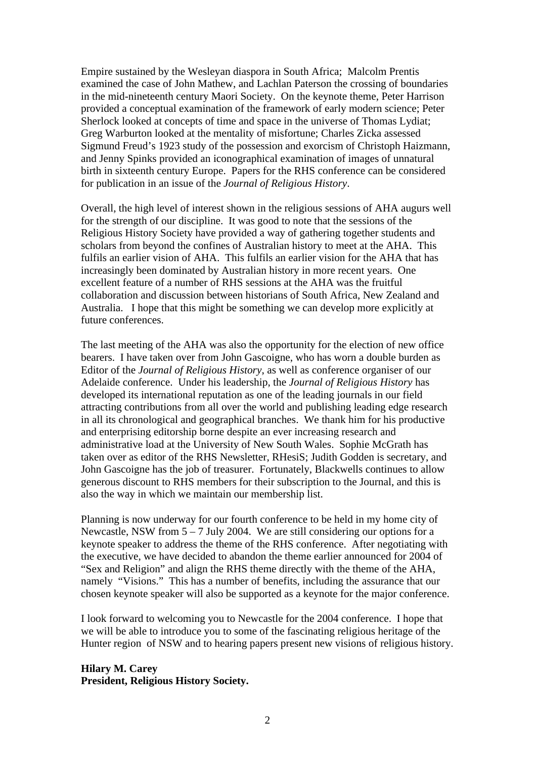Empire sustained by the Wesleyan diaspora in South Africa; Malcolm Prentis examined the case of John Mathew, and Lachlan Paterson the crossing of boundaries in the mid-nineteenth century Maori Society. On the keynote theme, Peter Harrison provided a conceptual examination of the framework of early modern science; Peter Sherlock looked at concepts of time and space in the universe of Thomas Lydiat; Greg Warburton looked at the mentality of misfortune; Charles Zicka assessed Sigmund Freud's 1923 study of the possession and exorcism of Christoph Haizmann, and Jenny Spinks provided an iconographical examination of images of unnatural birth in sixteenth century Europe. Papers for the RHS conference can be considered for publication in an issue of the *Journal of Religious History*.

Overall, the high level of interest shown in the religious sessions of AHA augurs well for the strength of our discipline. It was good to note that the sessions of the Religious History Society have provided a way of gathering together students and scholars from beyond the confines of Australian history to meet at the AHA. This fulfils an earlier vision of AHA. This fulfils an earlier vision for the AHA that has increasingly been dominated by Australian history in more recent years. One excellent feature of a number of RHS sessions at the AHA was the fruitful collaboration and discussion between historians of South Africa, New Zealand and Australia. I hope that this might be something we can develop more explicitly at future conferences.

The last meeting of the AHA was also the opportunity for the election of new office bearers. I have taken over from John Gascoigne, who has worn a double burden as Editor of the *Journal of Religious History*, as well as conference organiser of our Adelaide conference. Under his leadership, the *Journal of Religious History* has developed its international reputation as one of the leading journals in our field attracting contributions from all over the world and publishing leading edge research in all its chronological and geographical branches. We thank him for his productive and enterprising editorship borne despite an ever increasing research and administrative load at the University of New South Wales. Sophie McGrath has taken over as editor of the RHS Newsletter, RHesiS; Judith Godden is secretary, and John Gascoigne has the job of treasurer. Fortunately, Blackwells continues to allow generous discount to RHS members for their subscription to the Journal, and this is also the way in which we maintain our membership list.

Planning is now underway for our fourth conference to be held in my home city of Newcastle, NSW from 5 – 7 July 2004. We are still considering our options for a keynote speaker to address the theme of the RHS conference. After negotiating with the executive, we have decided to abandon the theme earlier announced for 2004 of "Sex and Religion" and align the RHS theme directly with the theme of the AHA, namely "Visions." This has a number of benefits, including the assurance that our chosen keynote speaker will also be supported as a keynote for the major conference.

I look forward to welcoming you to Newcastle for the 2004 conference. I hope that we will be able to introduce you to some of the fascinating religious heritage of the Hunter region of NSW and to hearing papers present new visions of religious history.

**Hilary M. Carey**
**President, Religious History Society.**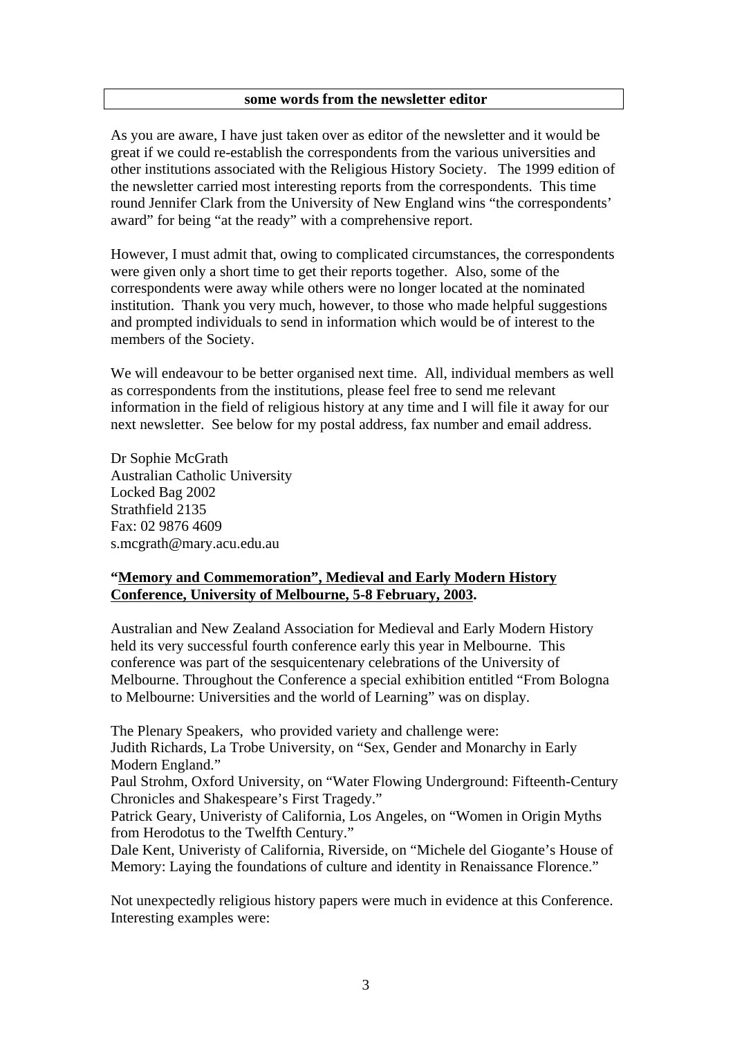## some words from the newsletter editor

As you are aware, I have just taken over as editor of the newsletter and it would be great if we could re-establish the correspondents from the various universities and other institutions associated with the Religious History Society. The 1999 edition of the newsletter carried most interesting reports from the correspondents. This time round Jennifer Clark from the University of New England wins "the correspondents' award" for being "at the ready" with a comprehensive report.

However, I must admit that, owing to complicated circumstances, the correspondents were given only a short time to get their reports together. Also, some of the correspondents were away while others were no longer located at the nominated institution. Thank you very much, however, to those who made helpful suggestions and prompted individuals to send in information which would be of interest to the members of the Society.

We will endeavour to be better organised next time. All, individual members as well as correspondents from the institutions, please feel free to send me relevant information in the field of religious history at any time and I will file it away for our next newsletter. See below for my postal address, fax number and email address.

Dr Sophie McGrath
Australian Catholic University
Locked Bag 2002
Strathfield 2135
Fax: 02 9876 4609
s.mcgrath@mary.acu.edu.au

**"Memory and Commemoration", Medieval and Early Modern History Conference, University of Melbourne, 5-8 February, 2003.**

Australian and New Zealand Association for Medieval and Early Modern History held its very successful fourth conference early this year in Melbourne. This conference was part of the sesquicentenary celebrations of the University of Melbourne. Throughout the Conference a special exhibition entitled "From Bologna to Melbourne: Universities and the world of Learning" was on display.

The Plenary Speakers, who provided variety and challenge were:
Judith Richards, La Trobe University, on "Sex, Gender and Monarchy in Early Modern England."
Paul Strohm, Oxford University, on "Water Flowing Underground: Fifteenth-Century Chronicles and Shakespeare's First Tragedy."
Patrick Geary, Univeristy of California, Los Angeles, on "Women in Origin Myths from Herodotus to the Twelfth Century."
Dale Kent, Univeristy of California, Riverside, on "Michele del Giogante's House of Memory: Laying the foundations of culture and identity in Renaissance Florence."

Not unexpectedly religious history papers were much in evidence at this Conference. Interesting examples were: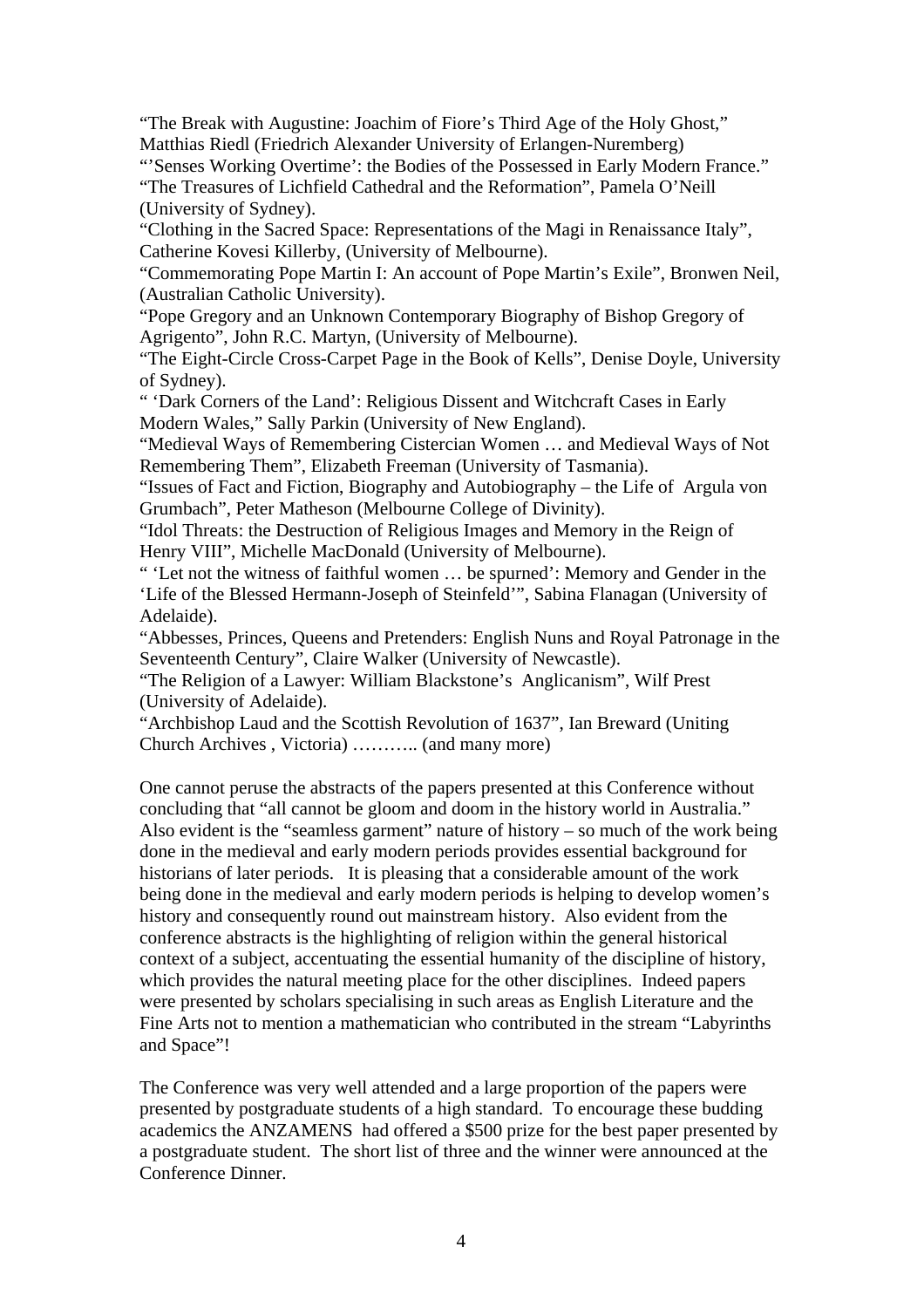"The Break with Augustine: Joachim of Fiore's Third Age of the Holy Ghost," Matthias Riedl (Friedrich Alexander University of Erlangen-Nuremberg)
"'Senses Working Overtime': the Bodies of the Possessed in Early Modern France."
"The Treasures of Lichfield Cathedral and the Reformation", Pamela O'Neill (University of Sydney).
"Clothing in the Sacred Space: Representations of the Magi in Renaissance Italy", Catherine Kovesi Killerby, (University of Melbourne).
"Commemorating Pope Martin I: An account of Pope Martin's Exile", Bronwen Neil, (Australian Catholic University).
"Pope Gregory and an Unknown Contemporary Biography of Bishop Gregory of Agrigento", John R.C. Martyn, (University of Melbourne).
"The Eight-Circle Cross-Carpet Page in the Book of Kells", Denise Doyle, University of Sydney).
" 'Dark Corners of the Land': Religious Dissent and Witchcraft Cases in Early Modern Wales," Sally Parkin (University of New England).
"Medieval Ways of Remembering Cistercian Women … and Medieval Ways of Not Remembering Them", Elizabeth Freeman (University of Tasmania).
"Issues of Fact and Fiction, Biography and Autobiography – the Life of Argula von Grumbach", Peter Matheson (Melbourne College of Divinity).
"Idol Threats: the Destruction of Religious Images and Memory in the Reign of Henry VIII", Michelle MacDonald (University of Melbourne).
" 'Let not the witness of faithful women … be spurned': Memory and Gender in the 'Life of the Blessed Hermann-Joseph of Steinfeld'", Sabina Flanagan (University of Adelaide).
"Abbesses, Princes, Queens and Pretenders: English Nuns and Royal Patronage in the Seventeenth Century", Claire Walker (University of Newcastle).
"The Religion of a Lawyer: William Blackstone's Anglicanism", Wilf Prest (University of Adelaide).
"Archbishop Laud and the Scottish Revolution of 1637", Ian Breward (Uniting Church Archives , Victoria) ……….. (and many more)

One cannot peruse the abstracts of the papers presented at this Conference without concluding that "all cannot be gloom and doom in the history world in Australia." Also evident is the "seamless garment" nature of history – so much of the work being done in the medieval and early modern periods provides essential background for historians of later periods. It is pleasing that a considerable amount of the work being done in the medieval and early modern periods is helping to develop women's history and consequently round out mainstream history. Also evident from the conference abstracts is the highlighting of religion within the general historical context of a subject, accentuating the essential humanity of the discipline of history, which provides the natural meeting place for the other disciplines. Indeed papers were presented by scholars specialising in such areas as English Literature and the Fine Arts not to mention a mathematician who contributed in the stream "Labyrinths and Space"!

The Conference was very well attended and a large proportion of the papers were presented by postgraduate students of a high standard. To encourage these budding academics the ANZAMENS had offered a $500 prize for the best paper presented by a postgraduate student. The short list of three and the winner were announced at the Conference Dinner.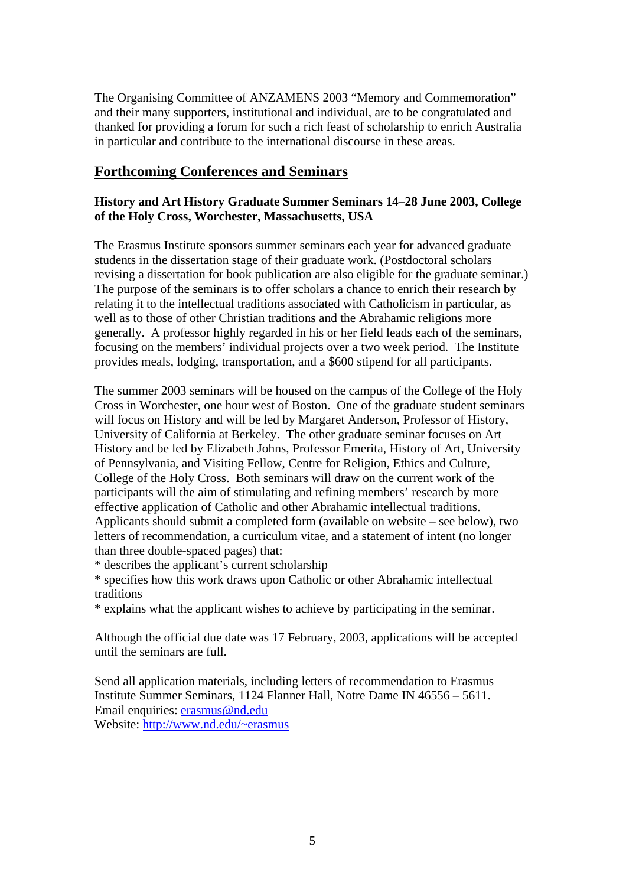The Organising Committee of ANZAMENS 2003 "Memory and Commemoration" and their many supporters, institutional and individual, are to be congratulated and thanked for providing a forum for such a rich feast of scholarship to enrich Australia in particular and contribute to the international discourse in these areas.

## Forthcoming Conferences and Seminars

**History and Art History Graduate Summer Seminars 14–28 June 2003, College of the Holy Cross, Worchester, Massachusetts, USA**

The Erasmus Institute sponsors summer seminars each year for advanced graduate students in the dissertation stage of their graduate work. (Postdoctoral scholars revising a dissertation for book publication are also eligible for the graduate seminar.) The purpose of the seminars is to offer scholars a chance to enrich their research by relating it to the intellectual traditions associated with Catholicism in particular, as well as to those of other Christian traditions and the Abrahamic religions more generally. A professor highly regarded in his or her field leads each of the seminars, focusing on the members' individual projects over a two week period. The Institute provides meals, lodging, transportation, and a $600 stipend for all participants.

The summer 2003 seminars will be housed on the campus of the College of the Holy Cross in Worchester, one hour west of Boston. One of the graduate student seminars will focus on History and will be led by Margaret Anderson, Professor of History, University of California at Berkeley. The other graduate seminar focuses on Art History and be led by Elizabeth Johns, Professor Emerita, History of Art, University of Pennsylvania, and Visiting Fellow, Centre for Religion, Ethics and Culture, College of the Holy Cross. Both seminars will draw on the current work of the participants will the aim of stimulating and refining members' research by more effective application of Catholic and other Abrahamic intellectual traditions. Applicants should submit a completed form (available on website – see below), two letters of recommendation, a curriculum vitae, and a statement of intent (no longer than three double-spaced pages) that:

* describes the applicant's current scholarship
* specifies how this work draws upon Catholic or other Abrahamic intellectual traditions
* explains what the applicant wishes to achieve by participating in the seminar.

Although the official due date was 17 February, 2003, applications will be accepted until the seminars are full.

Send all application materials, including letters of recommendation to Erasmus Institute Summer Seminars, 1124 Flanner Hall, Notre Dame IN 46556 – 5611.
Email enquiries: erasmus@nd.edu
Website: http://www.nd.edu/~erasmus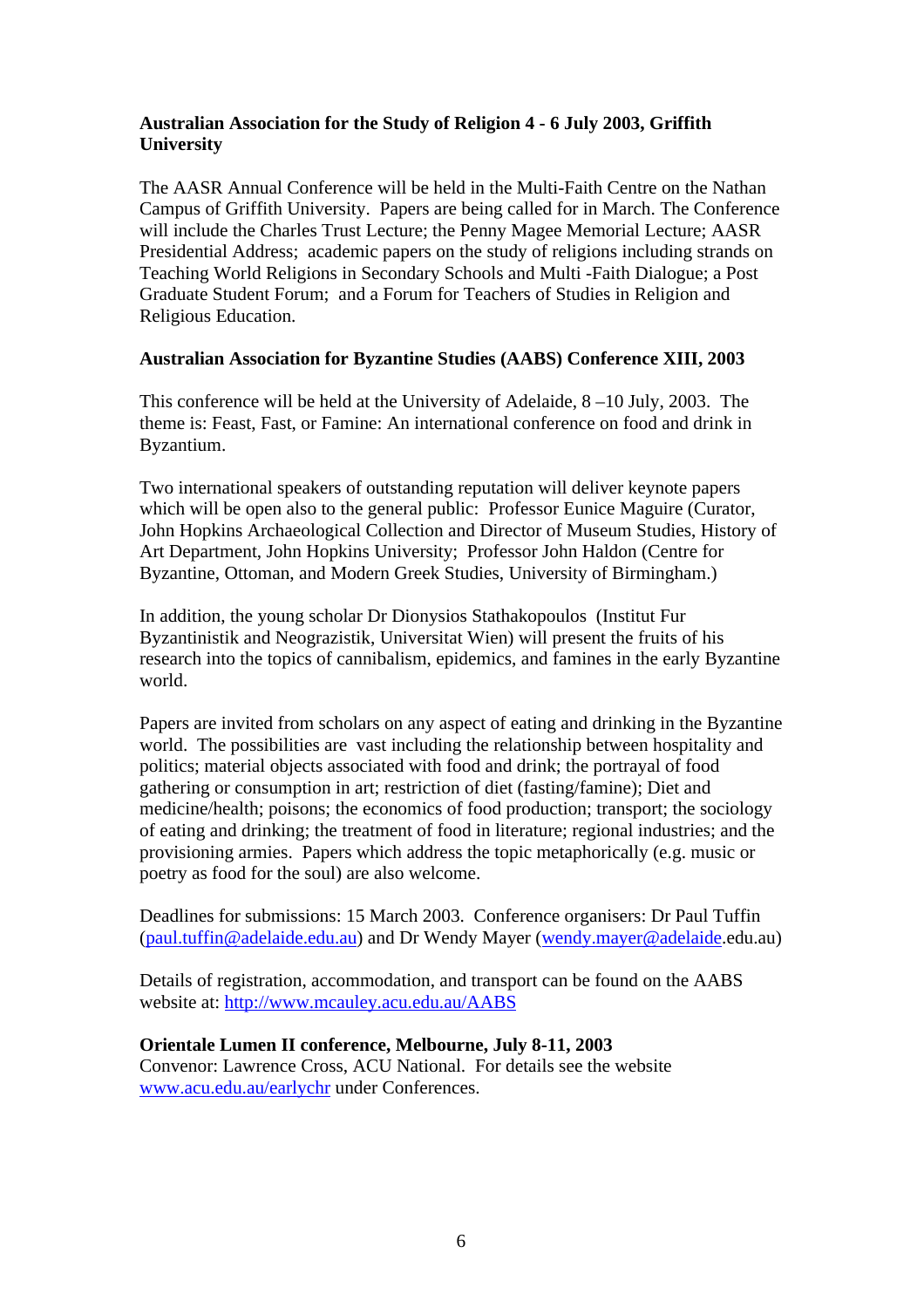**Australian Association for the Study of Religion 4 - 6 July 2003, Griffith University**

The AASR Annual Conference will be held in the Multi-Faith Centre on the Nathan Campus of Griffith University. Papers are being called for in March. The Conference will include the Charles Trust Lecture; the Penny Magee Memorial Lecture; AASR Presidential Address; academic papers on the study of religions including strands on Teaching World Religions in Secondary Schools and Multi -Faith Dialogue; a Post Graduate Student Forum; and a Forum for Teachers of Studies in Religion and Religious Education.

**Australian Association for Byzantine Studies (AABS) Conference XIII, 2003**

This conference will be held at the University of Adelaide, 8 –10 July, 2003. The theme is: Feast, Fast, or Famine: An international conference on food and drink in Byzantium.

Two international speakers of outstanding reputation will deliver keynote papers which will be open also to the general public: Professor Eunice Maguire (Curator, John Hopkins Archaeological Collection and Director of Museum Studies, History of Art Department, John Hopkins University; Professor John Haldon (Centre for Byzantine, Ottoman, and Modern Greek Studies, University of Birmingham.)

In addition, the young scholar Dr Dionysios Stathakopoulos (Institut Fur Byzantinistik and Neograzistik, Universitat Wien) will present the fruits of his research into the topics of cannibalism, epidemics, and famines in the early Byzantine world.

Papers are invited from scholars on any aspect of eating and drinking in the Byzantine world. The possibilities are vast including the relationship between hospitality and politics; material objects associated with food and drink; the portrayal of food gathering or consumption in art; restriction of diet (fasting/famine); Diet and medicine/health; poisons; the economics of food production; transport; the sociology of eating and drinking; the treatment of food in literature; regional industries; and the provisioning armies. Papers which address the topic metaphorically (e.g. music or poetry as food for the soul) are also welcome.

Deadlines for submissions: 15 March 2003. Conference organisers: Dr Paul Tuffin (paul.tuffin@adelaide.edu.au) and Dr Wendy Mayer (wendy.mayer@adelaide.edu.au)

Details of registration, accommodation, and transport can be found on the AABS website at: http://www.mcauley.acu.edu.au/AABS

**Orientale Lumen II conference, Melbourne, July 8-11, 2003**
Convenor: Lawrence Cross, ACU National. For details see the website www.acu.edu.au/earlychr under Conferences.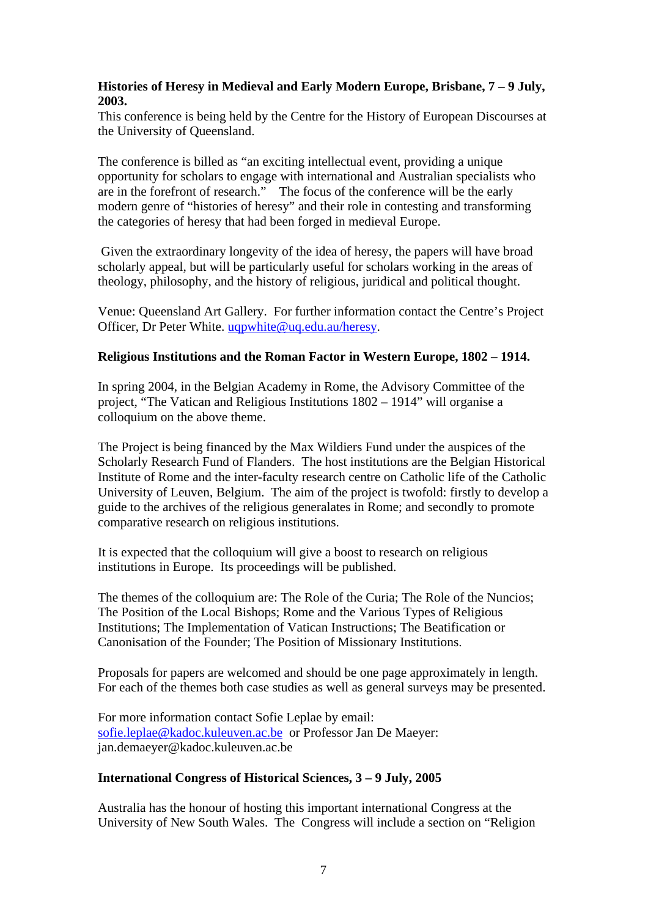**Histories of Heresy in Medieval and Early Modern Europe, Brisbane, 7 – 9 July, 2003.**

This conference is being held by the Centre for the History of European Discourses at the University of Queensland.

The conference is billed as "an exciting intellectual event, providing a unique opportunity for scholars to engage with international and Australian specialists who are in the forefront of research." The focus of the conference will be the early modern genre of "histories of heresy" and their role in contesting and transforming the categories of heresy that had been forged in medieval Europe.

Given the extraordinary longevity of the idea of heresy, the papers will have broad scholarly appeal, but will be particularly useful for scholars working in the areas of theology, philosophy, and the history of religious, juridical and political thought.

Venue: Queensland Art Gallery. For further information contact the Centre's Project Officer, Dr Peter White. uqpwhite@uq.edu.au/heresy.

**Religious Institutions and the Roman Factor in Western Europe, 1802 – 1914.**

In spring 2004, in the Belgian Academy in Rome, the Advisory Committee of the project, "The Vatican and Religious Institutions 1802 – 1914" will organise a colloquium on the above theme.

The Project is being financed by the Max Wildiers Fund under the auspices of the Scholarly Research Fund of Flanders. The host institutions are the Belgian Historical Institute of Rome and the inter-faculty research centre on Catholic life of the Catholic University of Leuven, Belgium. The aim of the project is twofold: firstly to develop a guide to the archives of the religious generalates in Rome; and secondly to promote comparative research on religious institutions.

It is expected that the colloquium will give a boost to research on religious institutions in Europe. Its proceedings will be published.

The themes of the colloquium are: The Role of the Curia; The Role of the Nuncios; The Position of the Local Bishops; Rome and the Various Types of Religious Institutions; The Implementation of Vatican Instructions; The Beatification or Canonisation of the Founder; The Position of Missionary Institutions.

Proposals for papers are welcomed and should be one page approximately in length. For each of the themes both case studies as well as general surveys may be presented.

For more information contact Sofie Leplae by email: sofie.leplae@kadoc.kuleuven.ac.be or Professor Jan De Maeyer: jan.demaeyer@kadoc.kuleuven.ac.be

**International Congress of Historical Sciences, 3 – 9 July, 2005**

Australia has the honour of hosting this important international Congress at the University of New South Wales. The Congress will include a section on "Religion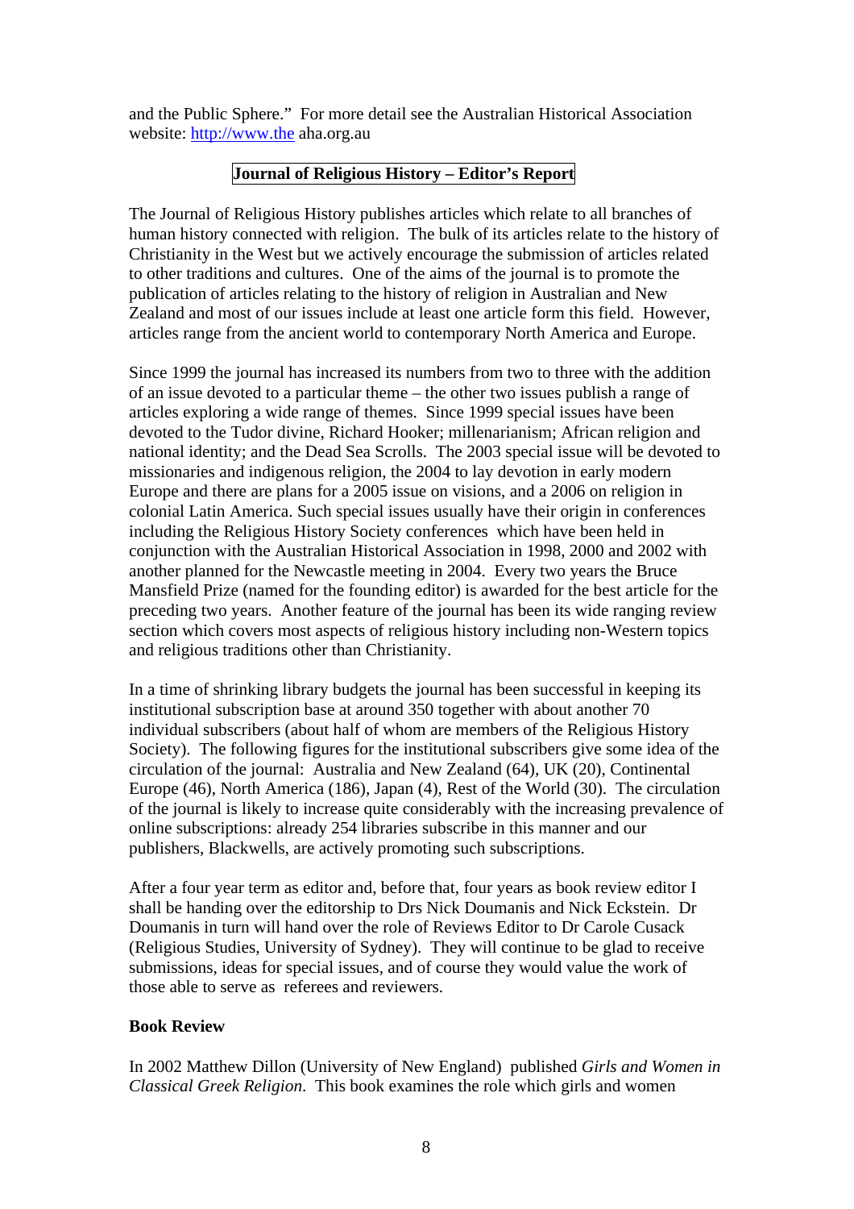and the Public Sphere." For more detail see the Australian Historical Association website: [http://www.the](http://www.the) aha.org.au

## Journal of Religious History – Editor's Report

The Journal of Religious History publishes articles which relate to all branches of human history connected with religion. The bulk of its articles relate to the history of Christianity in the West but we actively encourage the submission of articles related to other traditions and cultures. One of the aims of the journal is to promote the publication of articles relating to the history of religion in Australian and New Zealand and most of our issues include at least one article form this field. However, articles range from the ancient world to contemporary North America and Europe.

Since 1999 the journal has increased its numbers from two to three with the addition of an issue devoted to a particular theme – the other two issues publish a range of articles exploring a wide range of themes. Since 1999 special issues have been devoted to the Tudor divine, Richard Hooker; millenarianism; African religion and national identity; and the Dead Sea Scrolls. The 2003 special issue will be devoted to missionaries and indigenous religion, the 2004 to lay devotion in early modern Europe and there are plans for a 2005 issue on visions, and a 2006 on religion in colonial Latin America. Such special issues usually have their origin in conferences including the Religious History Society conferences which have been held in conjunction with the Australian Historical Association in 1998, 2000 and 2002 with another planned for the Newcastle meeting in 2004. Every two years the Bruce Mansfield Prize (named for the founding editor) is awarded for the best article for the preceding two years. Another feature of the journal has been its wide ranging review section which covers most aspects of religious history including non-Western topics and religious traditions other than Christianity.

In a time of shrinking library budgets the journal has been successful in keeping its institutional subscription base at around 350 together with about another 70 individual subscribers (about half of whom are members of the Religious History Society). The following figures for the institutional subscribers give some idea of the circulation of the journal: Australia and New Zealand (64), UK (20), Continental Europe (46), North America (186), Japan (4), Rest of the World (30). The circulation of the journal is likely to increase quite considerably with the increasing prevalence of online subscriptions: already 254 libraries subscribe in this manner and our publishers, Blackwells, are actively promoting such subscriptions.

After a four year term as editor and, before that, four years as book review editor I shall be handing over the editorship to Drs Nick Doumanis and Nick Eckstein. Dr Doumanis in turn will hand over the role of Reviews Editor to Dr Carole Cusack (Religious Studies, University of Sydney). They will continue to be glad to receive submissions, ideas for special issues, and of course they would value the work of those able to serve as referees and reviewers.

**Book Review**

In 2002 Matthew Dillon (University of New England) published *Girls and Women in Classical Greek Religion*. This book examines the role which girls and women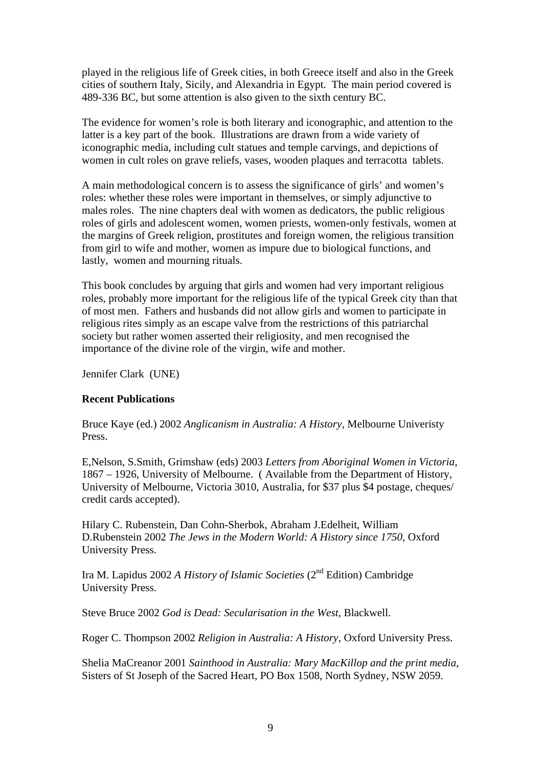played in the religious life of Greek cities, in both Greece itself and also in the Greek cities of southern Italy, Sicily, and Alexandria in Egypt. The main period covered is 489-336 BC, but some attention is also given to the sixth century BC.

The evidence for women's role is both literary and iconographic, and attention to the latter is a key part of the book. Illustrations are drawn from a wide variety of iconographic media, including cult statues and temple carvings, and depictions of women in cult roles on grave reliefs, vases, wooden plaques and terracotta tablets.

A main methodological concern is to assess the significance of girls' and women's roles: whether these roles were important in themselves, or simply adjunctive to males roles. The nine chapters deal with women as dedicators, the public religious roles of girls and adolescent women, women priests, women-only festivals, women at the margins of Greek religion, prostitutes and foreign women, the religious transition from girl to wife and mother, women as impure due to biological functions, and lastly, women and mourning rituals.

This book concludes by arguing that girls and women had very important religious roles, probably more important for the religious life of the typical Greek city than that of most men. Fathers and husbands did not allow girls and women to participate in religious rites simply as an escape valve from the restrictions of this patriarchal society but rather women asserted their religiosity, and men recognised the importance of the divine role of the virgin, wife and mother.

Jennifer Clark (UNE)

**Recent Publications**

Bruce Kaye (ed.) 2002 *Anglicanism in Australia: A History*, Melbourne Univeristy Press.

E,Nelson, S.Smith, Grimshaw (eds) 2003 *Letters from Aboriginal Women in Victoria*, 1867 – 1926, University of Melbourne. ( Available from the Department of History, University of Melbourne, Victoria 3010, Australia, for $37 plus $4 postage, cheques/ credit cards accepted).

Hilary C. Rubenstein, Dan Cohn-Sherbok, Abraham J.Edelheit, William D.Rubenstein 2002 *The Jews in the Modern World: A History since 1750*, Oxford University Press.

Ira M. Lapidus 2002 *A History of Islamic Societies* (2nd Edition) Cambridge University Press.

Steve Bruce 2002 *God is Dead: Secularisation in the West*, Blackwell.

Roger C. Thompson 2002 *Religion in Australia: A History*, Oxford University Press.

Shelia MaCreanor 2001 *Sainthood in Australia: Mary MacKillop and the print media*, Sisters of St Joseph of the Sacred Heart, PO Box 1508, North Sydney, NSW 2059.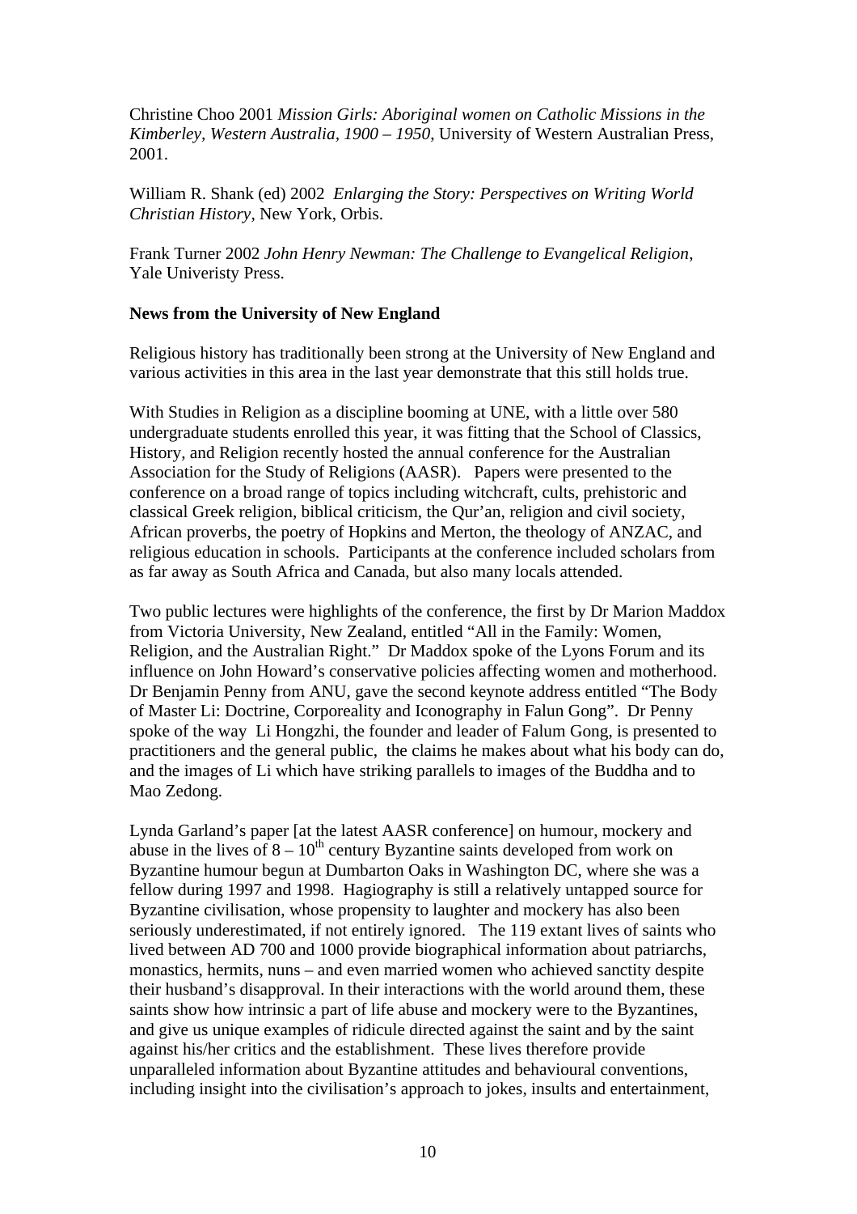Christine Choo 2001 *Mission Girls: Aboriginal women on Catholic Missions in the Kimberley, Western Australia, 1900 – 1950*, University of Western Australian Press, 2001.

William R. Shank (ed) 2002 *Enlarging the Story: Perspectives on Writing World Christian History*, New York, Orbis.

Frank Turner 2002 *John Henry Newman: The Challenge to Evangelical Religion*, Yale Univeristy Press.

**News from the University of New England**

Religious history has traditionally been strong at the University of New England and various activities in this area in the last year demonstrate that this still holds true.

With Studies in Religion as a discipline booming at UNE, with a little over 580 undergraduate students enrolled this year, it was fitting that the School of Classics, History, and Religion recently hosted the annual conference for the Australian Association for the Study of Religions (AASR). Papers were presented to the conference on a broad range of topics including witchcraft, cults, prehistoric and classical Greek religion, biblical criticism, the Qur'an, religion and civil society, African proverbs, the poetry of Hopkins and Merton, the theology of ANZAC, and religious education in schools. Participants at the conference included scholars from as far away as South Africa and Canada, but also many locals attended.

Two public lectures were highlights of the conference, the first by Dr Marion Maddox from Victoria University, New Zealand, entitled "All in the Family: Women, Religion, and the Australian Right." Dr Maddox spoke of the Lyons Forum and its influence on John Howard's conservative policies affecting women and motherhood. Dr Benjamin Penny from ANU, gave the second keynote address entitled "The Body of Master Li: Doctrine, Corporeality and Iconography in Falun Gong". Dr Penny spoke of the way Li Hongzhi, the founder and leader of Falum Gong, is presented to practitioners and the general public, the claims he makes about what his body can do, and the images of Li which have striking parallels to images of the Buddha and to Mao Zedong.

Lynda Garland's paper [at the latest AASR conference] on humour, mockery and abuse in the lives of 8 – 10th century Byzantine saints developed from work on Byzantine humour begun at Dumbarton Oaks in Washington DC, where she was a fellow during 1997 and 1998. Hagiography is still a relatively untapped source for Byzantine civilisation, whose propensity to laughter and mockery has also been seriously underestimated, if not entirely ignored. The 119 extant lives of saints who lived between AD 700 and 1000 provide biographical information about patriarchs, monastics, hermits, nuns – and even married women who achieved sanctity despite their husband's disapproval. In their interactions with the world around them, these saints show how intrinsic a part of life abuse and mockery were to the Byzantines, and give us unique examples of ridicule directed against the saint and by the saint against his/her critics and the establishment. These lives therefore provide unparalleled information about Byzantine attitudes and behavioural conventions, including insight into the civilisation's approach to jokes, insults and entertainment,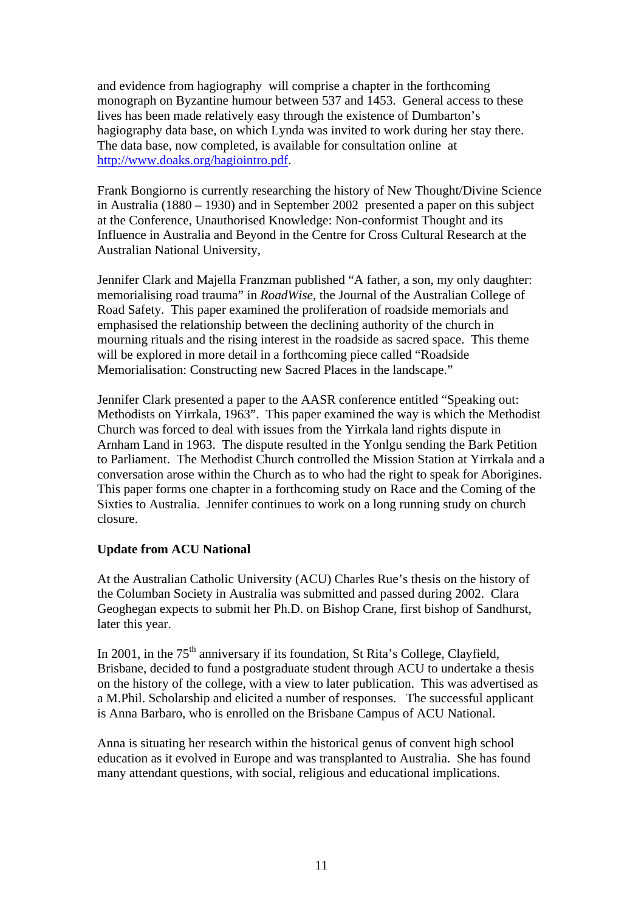and evidence from hagiography will comprise a chapter in the forthcoming monograph on Byzantine humour between 537 and 1453. General access to these lives has been made relatively easy through the existence of Dumbarton's hagiography data base, on which Lynda was invited to work during her stay there. The data base, now completed, is available for consultation online at [http://www.doaks.org/hagiointro.pdf](http://www.doaks.org/hagiointro.pdf).

Frank Bongiorno is currently researching the history of New Thought/Divine Science in Australia (1880 – 1930) and in September 2002 presented a paper on this subject at the Conference, Unauthorised Knowledge: Non-conformist Thought and its Influence in Australia and Beyond in the Centre for Cross Cultural Research at the Australian National University,

Jennifer Clark and Majella Franzman published "A father, a son, my only daughter: memorialising road trauma" in *RoadWise*, the Journal of the Australian College of Road Safety. This paper examined the proliferation of roadside memorials and emphasised the relationship between the declining authority of the church in mourning rituals and the rising interest in the roadside as sacred space. This theme will be explored in more detail in a forthcoming piece called "Roadside Memorialisation: Constructing new Sacred Places in the landscape."

Jennifer Clark presented a paper to the AASR conference entitled "Speaking out: Methodists on Yirrkala, 1963". This paper examined the way is which the Methodist Church was forced to deal with issues from the Yirrkala land rights dispute in Arnham Land in 1963. The dispute resulted in the Yonlgu sending the Bark Petition to Parliament. The Methodist Church controlled the Mission Station at Yirrkala and a conversation arose within the Church as to who had the right to speak for Aborigines. This paper forms one chapter in a forthcoming study on Race and the Coming of the Sixties to Australia. Jennifer continues to work on a long running study on church closure.

**Update from ACU National**

At the Australian Catholic University (ACU) Charles Rue's thesis on the history of the Columban Society in Australia was submitted and passed during 2002. Clara Geoghegan expects to submit her Ph.D. on Bishop Crane, first bishop of Sandhurst, later this year.

In 2001, in the 75th anniversary if its foundation, St Rita's College, Clayfield, Brisbane, decided to fund a postgraduate student through ACU to undertake a thesis on the history of the college, with a view to later publication. This was advertised as a M.Phil. Scholarship and elicited a number of responses. The successful applicant is Anna Barbaro, who is enrolled on the Brisbane Campus of ACU National.

Anna is situating her research within the historical genus of convent high school education as it evolved in Europe and was transplanted to Australia. She has found many attendant questions, with social, religious and educational implications.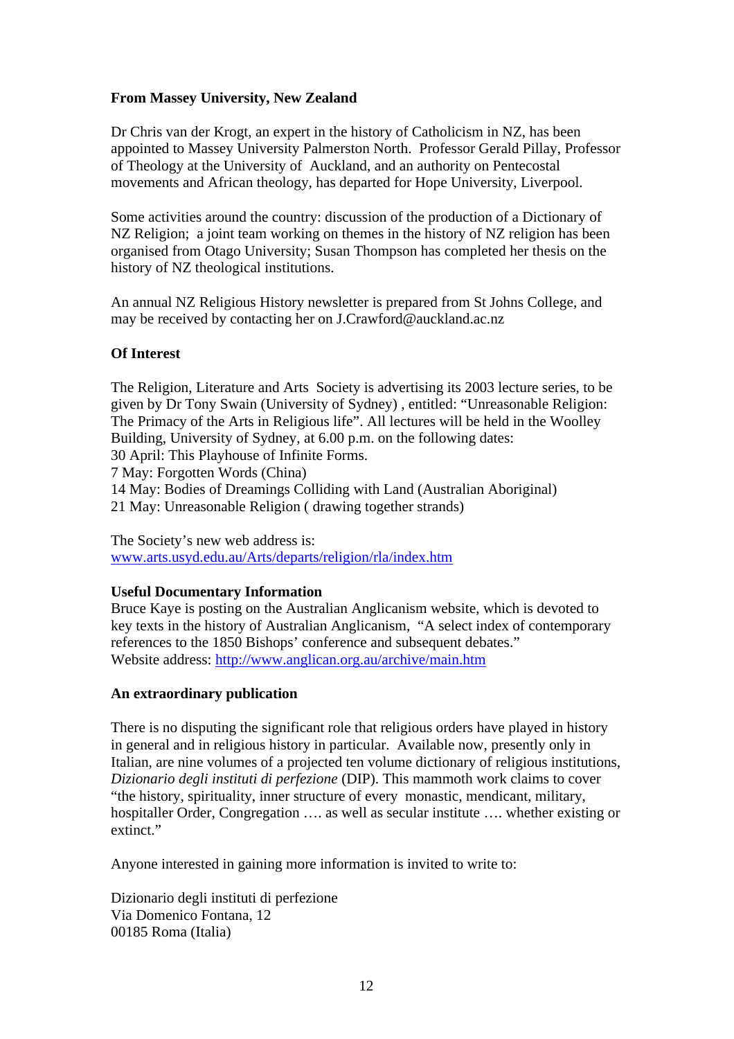**From Massey University, New Zealand**

Dr Chris van der Krogt, an expert in the history of Catholicism in NZ, has been appointed to Massey University Palmerston North. Professor Gerald Pillay, Professor of Theology at the University of Auckland, and an authority on Pentecostal movements and African theology, has departed for Hope University, Liverpool.

Some activities around the country: discussion of the production of a Dictionary of NZ Religion; a joint team working on themes in the history of NZ religion has been organised from Otago University; Susan Thompson has completed her thesis on the history of NZ theological institutions.

An annual NZ Religious History newsletter is prepared from St Johns College, and may be received by contacting her on J.Crawford@auckland.ac.nz

**Of Interest**

The Religion, Literature and Arts Society is advertising its 2003 lecture series, to be given by Dr Tony Swain (University of Sydney) , entitled: "Unreasonable Religion: The Primacy of the Arts in Religious life". All lectures will be held in the Woolley Building, University of Sydney, at 6.00 p.m. on the following dates:
30 April: This Playhouse of Infinite Forms.
7 May: Forgotten Words (China)
14 May: Bodies of Dreamings Colliding with Land (Australian Aboriginal)
21 May: Unreasonable Religion ( drawing together strands)

The Society's new web address is:
[www.arts.usyd.edu.au/Arts/departs/religion/rla/index.htm](www.arts.usyd.edu.au/Arts/departs/religion/rla/index.htm)

**Useful Documentary Information**
Bruce Kaye is posting on the Australian Anglicanism website, which is devoted to key texts in the history of Australian Anglicanism, "A select index of contemporary references to the 1850 Bishops' conference and subsequent debates."
Website address: [http://www.anglican.org.au/archive/main.htm](http://www.anglican.org.au/archive/main.htm)

**An extraordinary publication**

There is no disputing the significant role that religious orders have played in history in general and in religious history in particular. Available now, presently only in Italian, are nine volumes of a projected ten volume dictionary of religious institutions, *Dizionario degli instituti di perfezione* (DIP). This mammoth work claims to cover "the history, spirituality, inner structure of every monastic, mendicant, military, hospitaller Order, Congregation …. as well as secular institute …. whether existing or extinct."

Anyone interested in gaining more information is invited to write to:

Dizionario degli instituti di perfezione
Via Domenico Fontana, 12
00185 Roma (Italia)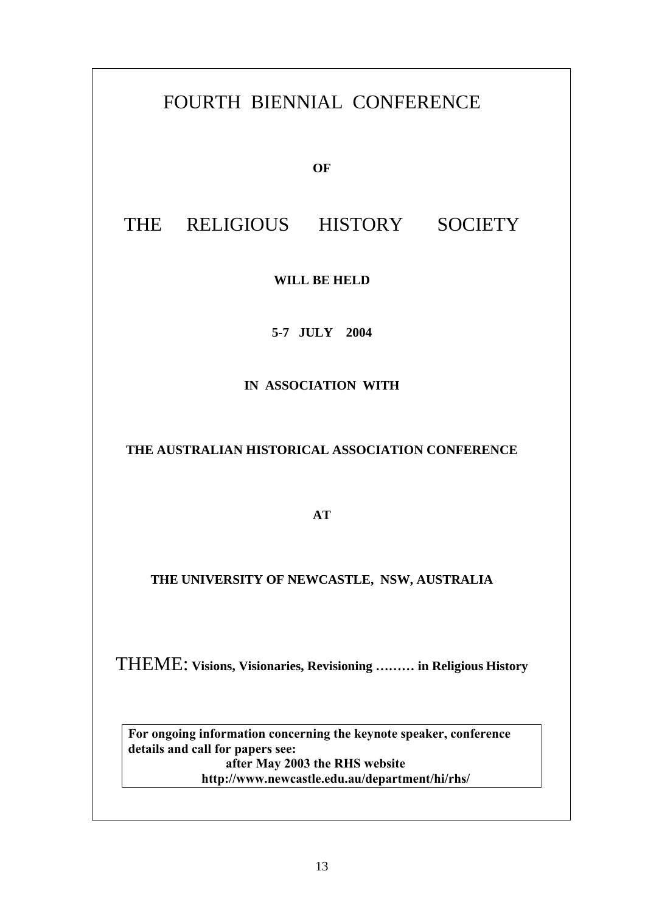# FOURTH BIENNIAL CONFERENCE

**OF**

# THE RELIGIOUS HISTORY SOCIETY

**WILL BE HELD**

**5-7 JULY 2004**

**IN ASSOCIATION WITH**

**THE AUSTRALIAN HISTORICAL ASSOCIATION CONFERENCE**

**AT**

**THE UNIVERSITY OF NEWCASTLE, NSW, AUSTRALIA**

THEME: **Visions, Visionaries, Revisioning ……… in Religious History**

**For ongoing information concerning the keynote speaker, conference details and call for papers see:**
**after May 2003 the RHS website**
**http://www.newcastle.edu.au/department/hi/rhs/**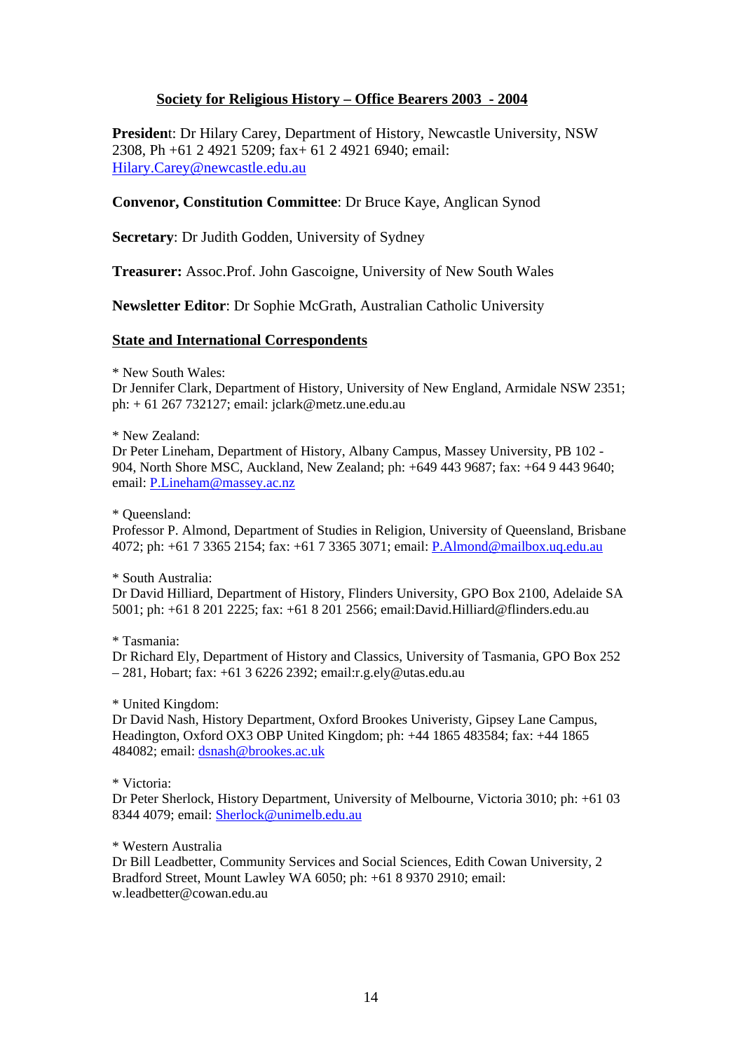## Society for Religious History – Office Bearers 2003 - 2004

**President**: Dr Hilary Carey, Department of History, Newcastle University, NSW 2308, Ph +61 2 4921 5209; fax+ 61 2 4921 6940; email: Hilary.Carey@newcastle.edu.au

**Convenor, Constitution Committee**: Dr Bruce Kaye, Anglican Synod

**Secretary**: Dr Judith Godden, University of Sydney

**Treasurer:** Assoc.Prof. John Gascoigne, University of New South Wales

**Newsletter Editor**: Dr Sophie McGrath, Australian Catholic University

## State and International Correspondents

* New South Wales:
Dr Jennifer Clark, Department of History, University of New England, Armidale NSW 2351; ph: + 61 267 732127; email: jclark@metz.une.edu.au

* New Zealand:
Dr Peter Lineham, Department of History, Albany Campus, Massey University, PB 102 - 904, North Shore MSC, Auckland, New Zealand; ph: +649 443 9687; fax: +64 9 443 9640; email: P.Lineham@massey.ac.nz

* Queensland:
Professor P. Almond, Department of Studies in Religion, University of Queensland, Brisbane 4072; ph: +61 7 3365 2154; fax: +61 7 3365 3071; email: P.Almond@mailbox.uq.edu.au

* South Australia:
Dr David Hilliard, Department of History, Flinders University, GPO Box 2100, Adelaide SA 5001; ph: +61 8 201 2225; fax: +61 8 201 2566; email:David.Hilliard@flinders.edu.au

* Tasmania:
Dr Richard Ely, Department of History and Classics, University of Tasmania, GPO Box 252 – 281, Hobart; fax: +61 3 6226 2392; email:r.g.ely@utas.edu.au

* United Kingdom:
Dr David Nash, History Department, Oxford Brookes Univeristy, Gipsey Lane Campus, Headington, Oxford OX3 OBP United Kingdom; ph: +44 1865 483584; fax: +44 1865 484082; email: dsnash@brookes.ac.uk

* Victoria:
Dr Peter Sherlock, History Department, University of Melbourne, Victoria 3010; ph: +61 03 8344 4079; email: Sherlock@unimelb.edu.au

* Western Australia
Dr Bill Leadbetter, Community Services and Social Sciences, Edith Cowan University, 2 Bradford Street, Mount Lawley WA 6050; ph: +61 8 9370 2910; email: w.leadbetter@cowan.edu.au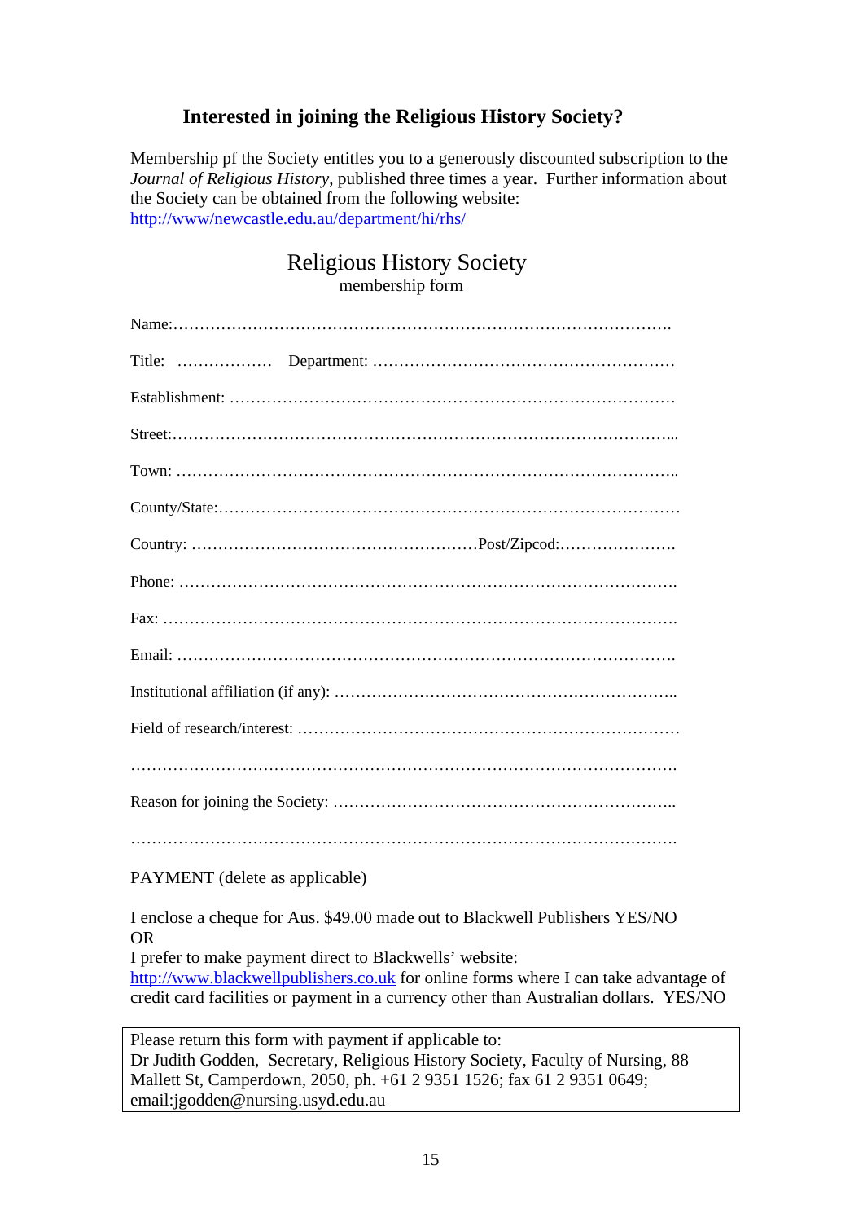## Interested in joining the Religious History Society?

Membership pf the Society entitles you to a generously discounted subscription to the *Journal of Religious History*, published three times a year. Further information about the Society can be obtained from the following website: http://www/newcastle.edu.au/department/hi/rhs/

### Religious History Society
membership form

Name:……………………………………………………………………………….

Title: ……………… Department: …………………………………………………

Establishment: ……………………………………………………………………………

Street:……………………………………………………………………………...

Town: ………………………………………………………………………………..

County/State:………………………………………………………………………………

Country: ………………………………………………Post/Zipcod:………………….

Phone: ……………………………………………………………………………….

Fax: ……………………………………………………………………………………

Email: ……………………………………………………………………………….

Institutional affiliation (if any): ………………………………………………………..

Field of research/interest: ………………………………………………………………

……………………………………………………………………………………….

Reason for joining the Society: ………………………………………………………..

……………………………………………………………………………………….

PAYMENT (delete as applicable)

I enclose a cheque for Aus. $49.00 made out to Blackwell Publishers YES/NO
OR
I prefer to make payment direct to Blackwells' website: http://www.blackwellpublishers.co.uk for online forms where I can take advantage of credit card facilities or payment in a currency other than Australian dollars. YES/NO

Please return this form with payment if applicable to:
Dr Judith Godden, Secretary, Religious History Society, Faculty of Nursing, 88 Mallett St, Camperdown, 2050, ph. +61 2 9351 1526; fax 61 2 9351 0649; email:jgodden@nursing.usyd.edu.au